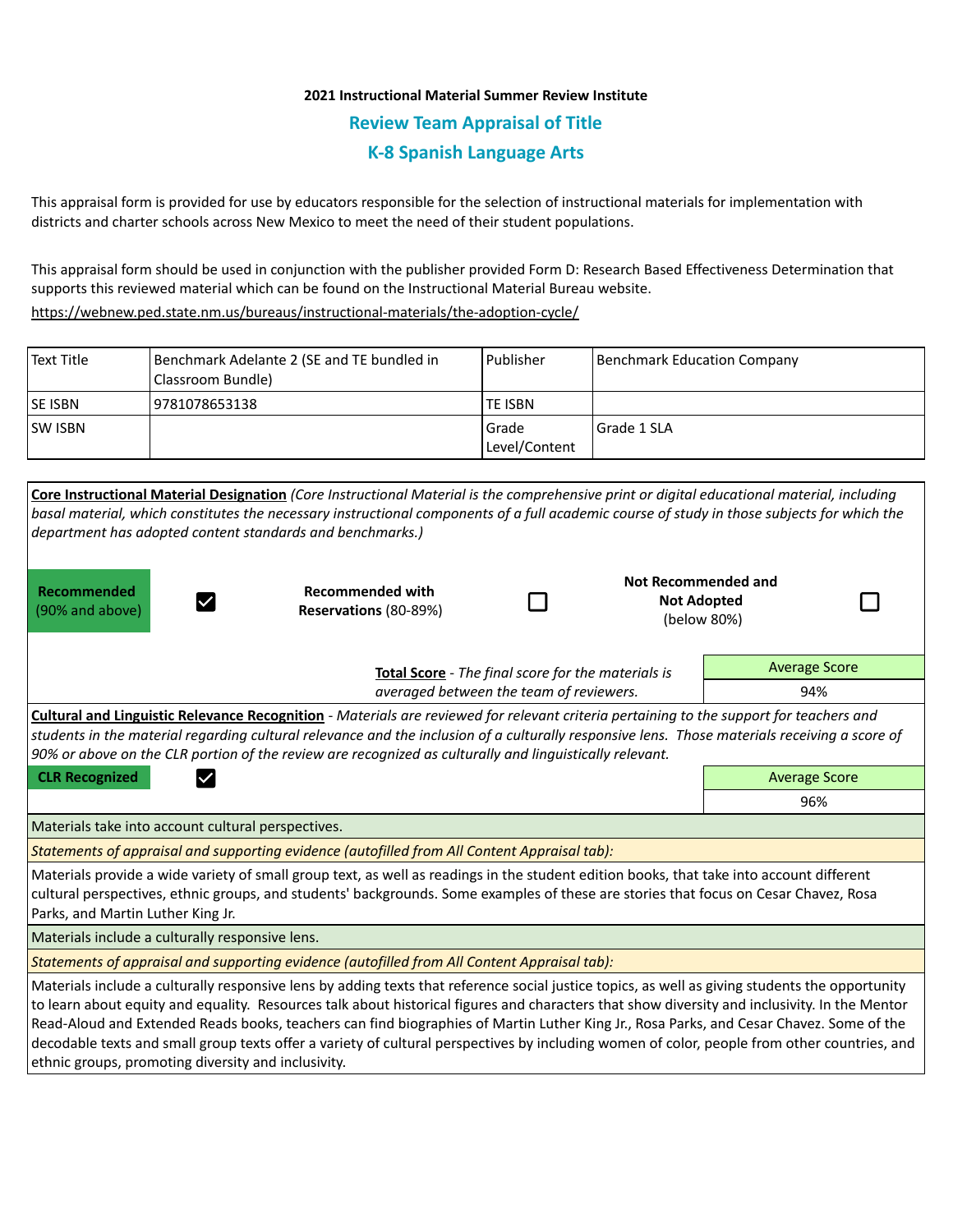**2021 Instructional Material Summer Review Institute**

## Review Team Appraisal of Title

## K-8 Spanish Language Arts

This appraisal form is provided for use by educators responsible for the selection of instructional materials for implementation with districts and charter schools across New Mexico to meet the need of their student populations.

This appraisal form should be used in conjunction with the publisher provided Form D: Research Based Effectiveness Determination that supports this reviewed material which can be found on the Instructional Material Bureau website.
https://webnew.ped.state.nm.us/bureaus/instructional-materials/the-adoption-cycle/

| Text Title | Benchmark Adelante 2 (SE and TE bundled in Classroom Bundle) | Publisher | Benchmark Education Company |
|---|---|---|---|
| SE ISBN | 9781078653138 | TE ISBN | |
| SW ISBN | | Grade Level/Content | Grade 1 SLA |

**Core Instructional Material Designation** *(Core Instructional Material is the comprehensive print or digital educational material, including basal material, which constitutes the necessary instructional components of a full academic course of study in those subjects for which the department has adopted content standards and benchmarks.)*

| **Recommended** (90% and above) | ☑ | **Recommended with Reservations** (80-89%) | ☐ | **Not Recommended and Not Adopted** (below 80%) | ☐ |
|---|---|---|---|---|---|

**Total Score** - *The final score for the materials is averaged between the team of reviewers.*

| Average Score |
|---|
| 94% |

**Cultural and Linguistic Relevance Recognition** - *Materials are reviewed for relevant criteria pertaining to the support for teachers and students in the material regarding cultural relevance and the inclusion of a culturally responsive lens. Those materials receiving a score of 90% or above on the CLR portion of the review are recognized as culturally and linguistically relevant.*

**CLR Recognized** ☑

| Average Score |
|---|
| 96% |

Materials take into account cultural perspectives.

*Statements of appraisal and supporting evidence (autofilled from All Content Appraisal tab):*

Materials provide a wide variety of small group text, as well as readings in the student edition books, that take into account different cultural perspectives, ethnic groups, and students' backgrounds. Some examples of these are stories that focus on Cesar Chavez, Rosa Parks, and Martin Luther King Jr.

Materials include a culturally responsive lens.

*Statements of appraisal and supporting evidence (autofilled from All Content Appraisal tab):*

Materials include a culturally responsive lens by adding texts that reference social justice topics, as well as giving students the opportunity to learn about equity and equality. Resources talk about historical figures and characters that show diversity and inclusivity. In the Mentor Read-Aloud and Extended Reads books, teachers can find biographies of Martin Luther King Jr., Rosa Parks, and Cesar Chavez. Some of the decodable texts and small group texts offer a variety of cultural perspectives by including women of color, people from other countries, and ethnic groups, promoting diversity and inclusivity.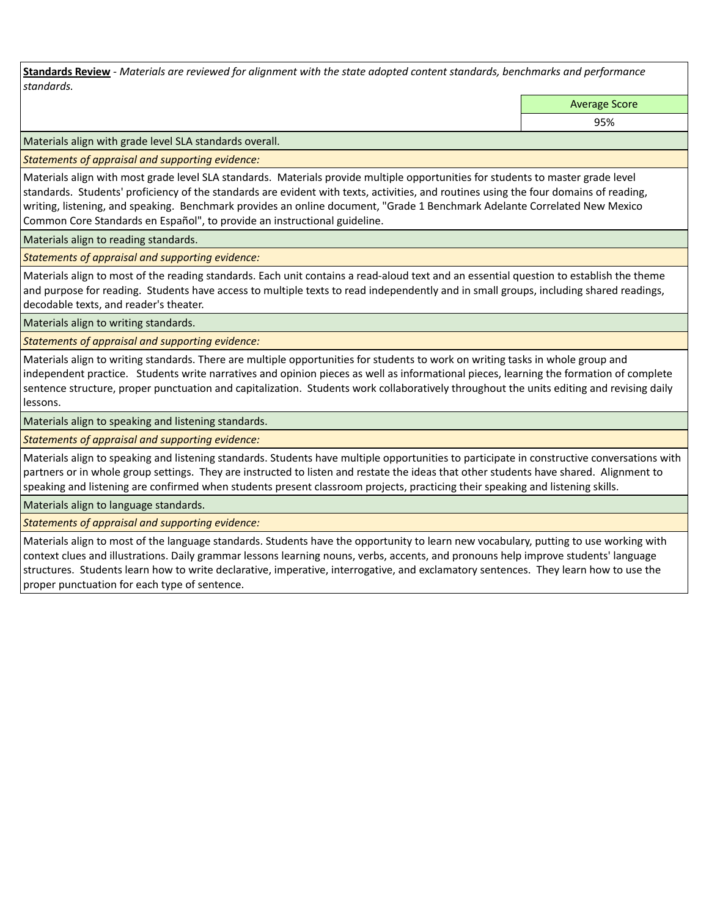**Standards Review** - *Materials are reviewed for alignment with the state adopted content standards, benchmarks and performance standards.*

| Average Score |
|---|
| 95% |

Materials align with grade level SLA standards overall.

*Statements of appraisal and supporting evidence:*

Materials align with most grade level SLA standards. Materials provide multiple opportunities for students to master grade level standards. Students' proficiency of the standards are evident with texts, activities, and routines using the four domains of reading, writing, listening, and speaking. Benchmark provides an online document, "Grade 1 Benchmark Adelante Correlated New Mexico Common Core Standards en Español", to provide an instructional guideline.

Materials align to reading standards.

*Statements of appraisal and supporting evidence:*

Materials align to most of the reading standards. Each unit contains a read-aloud text and an essential question to establish the theme and purpose for reading. Students have access to multiple texts to read independently and in small groups, including shared readings, decodable texts, and reader's theater.

Materials align to writing standards.

*Statements of appraisal and supporting evidence:*

Materials align to writing standards. There are multiple opportunities for students to work on writing tasks in whole group and independent practice. Students write narratives and opinion pieces as well as informational pieces, learning the formation of complete sentence structure, proper punctuation and capitalization. Students work collaboratively throughout the units editing and revising daily lessons.

Materials align to speaking and listening standards.

*Statements of appraisal and supporting evidence:*

Materials align to speaking and listening standards. Students have multiple opportunities to participate in constructive conversations with partners or in whole group settings. They are instructed to listen and restate the ideas that other students have shared. Alignment to speaking and listening are confirmed when students present classroom projects, practicing their speaking and listening skills.

Materials align to language standards.

*Statements of appraisal and supporting evidence:*

Materials align to most of the language standards. Students have the opportunity to learn new vocabulary, putting to use working with context clues and illustrations. Daily grammar lessons learning nouns, verbs, accents, and pronouns help improve students' language structures. Students learn how to write declarative, imperative, interrogative, and exclamatory sentences. They learn how to use the proper punctuation for each type of sentence.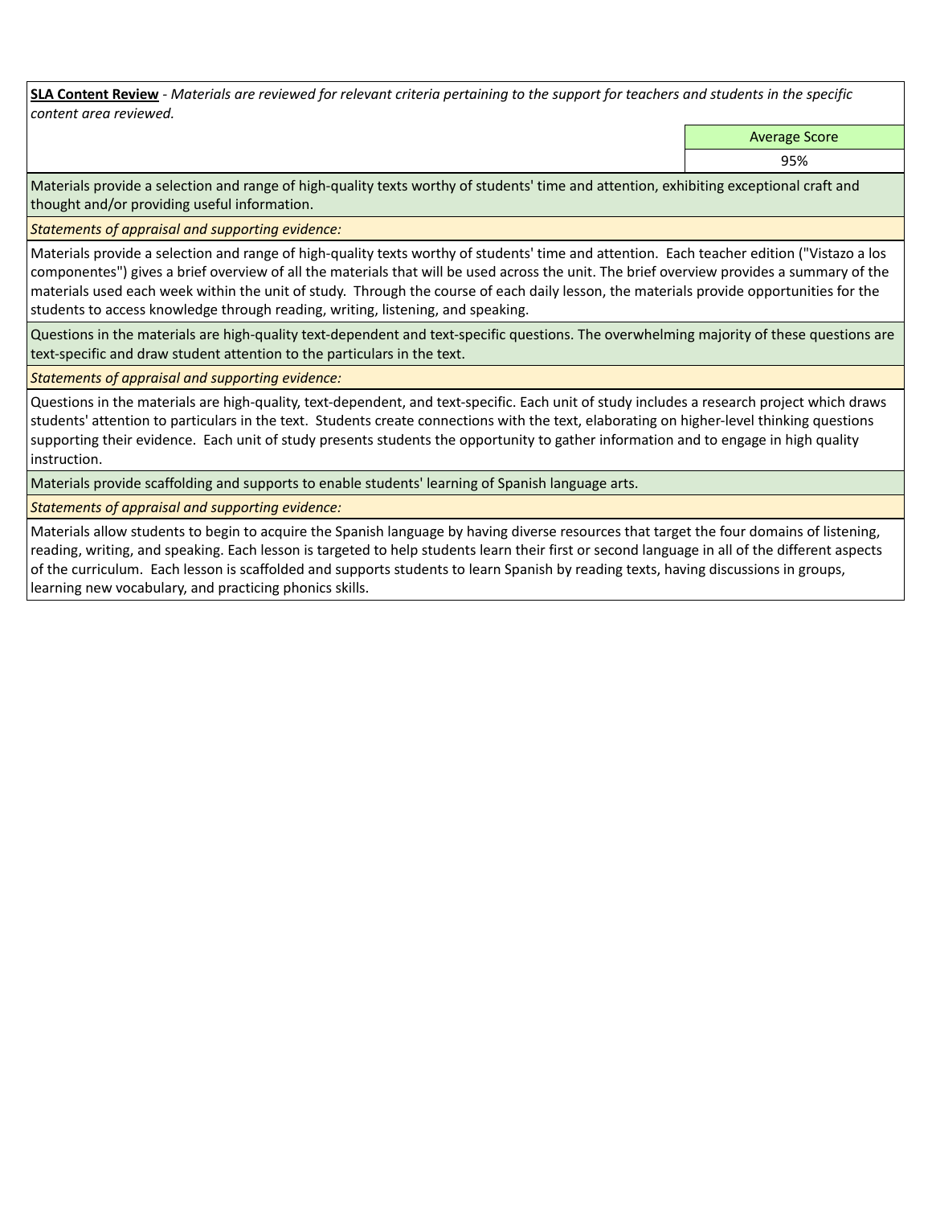**SLA Content Review** - *Materials are reviewed for relevant criteria pertaining to the support for teachers and students in the specific content area reviewed.*

| Average Score |
|---|
| 95% |

Materials provide a selection and range of high-quality texts worthy of students' time and attention, exhibiting exceptional craft and thought and/or providing useful information.

*Statements of appraisal and supporting evidence:*

Materials provide a selection and range of high-quality texts worthy of students' time and attention. Each teacher edition ("Vistazo a los componentes") gives a brief overview of all the materials that will be used across the unit. The brief overview provides a summary of the materials used each week within the unit of study. Through the course of each daily lesson, the materials provide opportunities for the students to access knowledge through reading, writing, listening, and speaking.

Questions in the materials are high-quality text-dependent and text-specific questions. The overwhelming majority of these questions are text-specific and draw student attention to the particulars in the text.

*Statements of appraisal and supporting evidence:*

Questions in the materials are high-quality, text-dependent, and text-specific. Each unit of study includes a research project which draws students' attention to particulars in the text. Students create connections with the text, elaborating on higher-level thinking questions supporting their evidence. Each unit of study presents students the opportunity to gather information and to engage in high quality instruction.

Materials provide scaffolding and supports to enable students' learning of Spanish language arts.

*Statements of appraisal and supporting evidence:*

Materials allow students to begin to acquire the Spanish language by having diverse resources that target the four domains of listening, reading, writing, and speaking. Each lesson is targeted to help students learn their first or second language in all of the different aspects of the curriculum. Each lesson is scaffolded and supports students to learn Spanish by reading texts, having discussions in groups, learning new vocabulary, and practicing phonics skills.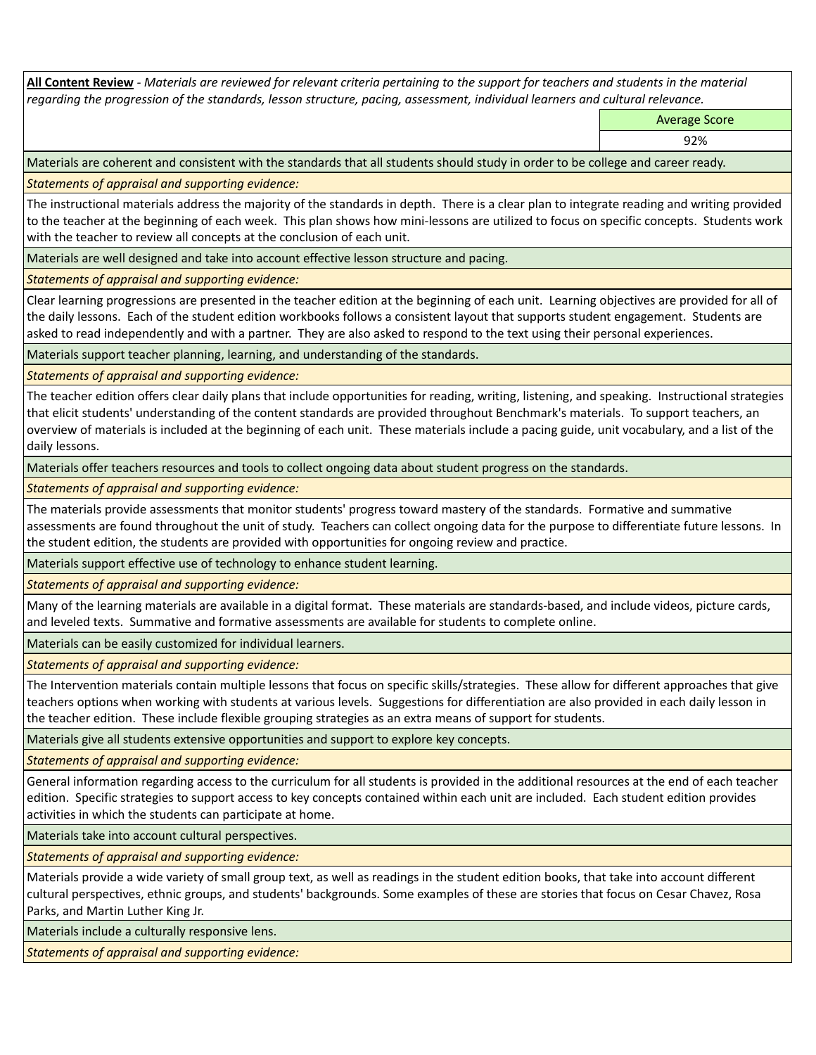**All Content Review** - *Materials are reviewed for relevant criteria pertaining to the support for teachers and students in the material regarding the progression of the standards, lesson structure, pacing, assessment, individual learners and cultural relevance.*

| Average Score |
| --- |
| 92% |

Materials are coherent and consistent with the standards that all students should study in order to be college and career ready.

*Statements of appraisal and supporting evidence:*

The instructional materials address the majority of the standards in depth. There is a clear plan to integrate reading and writing provided to the teacher at the beginning of each week. This plan shows how mini-lessons are utilized to focus on specific concepts. Students work with the teacher to review all concepts at the conclusion of each unit.

Materials are well designed and take into account effective lesson structure and pacing.

*Statements of appraisal and supporting evidence:*

Clear learning progressions are presented in the teacher edition at the beginning of each unit. Learning objectives are provided for all of the daily lessons. Each of the student edition workbooks follows a consistent layout that supports student engagement. Students are asked to read independently and with a partner. They are also asked to respond to the text using their personal experiences.

Materials support teacher planning, learning, and understanding of the standards.

*Statements of appraisal and supporting evidence:*

The teacher edition offers clear daily plans that include opportunities for reading, writing, listening, and speaking. Instructional strategies that elicit students' understanding of the content standards are provided throughout Benchmark's materials. To support teachers, an overview of materials is included at the beginning of each unit. These materials include a pacing guide, unit vocabulary, and a list of the daily lessons.

Materials offer teachers resources and tools to collect ongoing data about student progress on the standards.

*Statements of appraisal and supporting evidence:*

The materials provide assessments that monitor students' progress toward mastery of the standards. Formative and summative assessments are found throughout the unit of study. Teachers can collect ongoing data for the purpose to differentiate future lessons. In the student edition, the students are provided with opportunities for ongoing review and practice.

Materials support effective use of technology to enhance student learning.

*Statements of appraisal and supporting evidence:*

Many of the learning materials are available in a digital format. These materials are standards-based, and include videos, picture cards, and leveled texts. Summative and formative assessments are available for students to complete online.

Materials can be easily customized for individual learners.

*Statements of appraisal and supporting evidence:*

The Intervention materials contain multiple lessons that focus on specific skills/strategies. These allow for different approaches that give teachers options when working with students at various levels. Suggestions for differentiation are also provided in each daily lesson in the teacher edition. These include flexible grouping strategies as an extra means of support for students.

Materials give all students extensive opportunities and support to explore key concepts.

*Statements of appraisal and supporting evidence:*

General information regarding access to the curriculum for all students is provided in the additional resources at the end of each teacher edition. Specific strategies to support access to key concepts contained within each unit are included. Each student edition provides activities in which the students can participate at home.

Materials take into account cultural perspectives.

*Statements of appraisal and supporting evidence:*

Materials provide a wide variety of small group text, as well as readings in the student edition books, that take into account different cultural perspectives, ethnic groups, and students' backgrounds. Some examples of these are stories that focus on Cesar Chavez, Rosa Parks, and Martin Luther King Jr.

Materials include a culturally responsive lens.

*Statements of appraisal and supporting evidence:*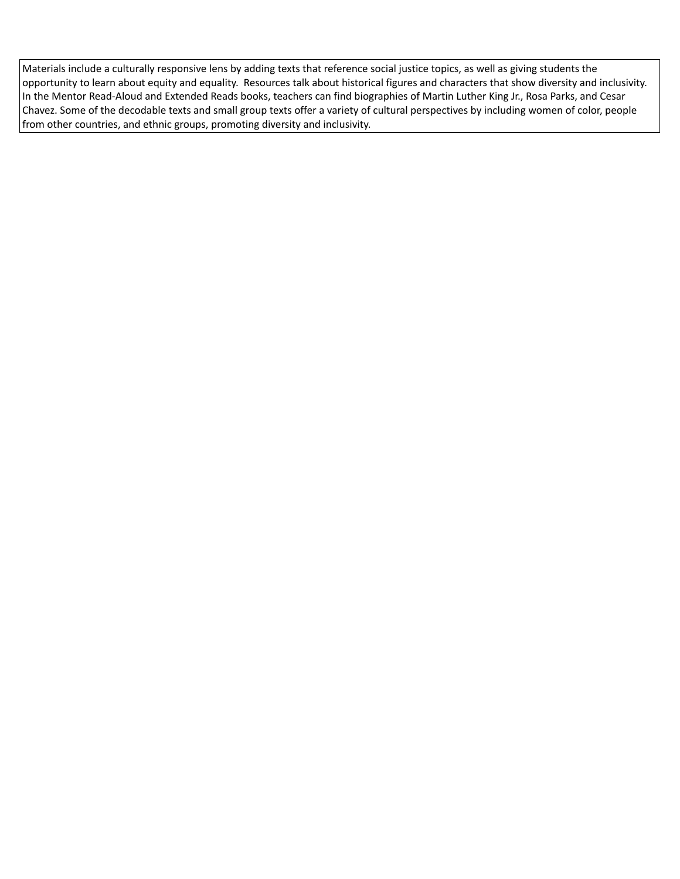Materials include a culturally responsive lens by adding texts that reference social justice topics, as well as giving students the opportunity to learn about equity and equality. Resources talk about historical figures and characters that show diversity and inclusivity. In the Mentor Read-Aloud and Extended Reads books, teachers can find biographies of Martin Luther King Jr., Rosa Parks, and Cesar Chavez. Some of the decodable texts and small group texts offer a variety of cultural perspectives by including women of color, people from other countries, and ethnic groups, promoting diversity and inclusivity.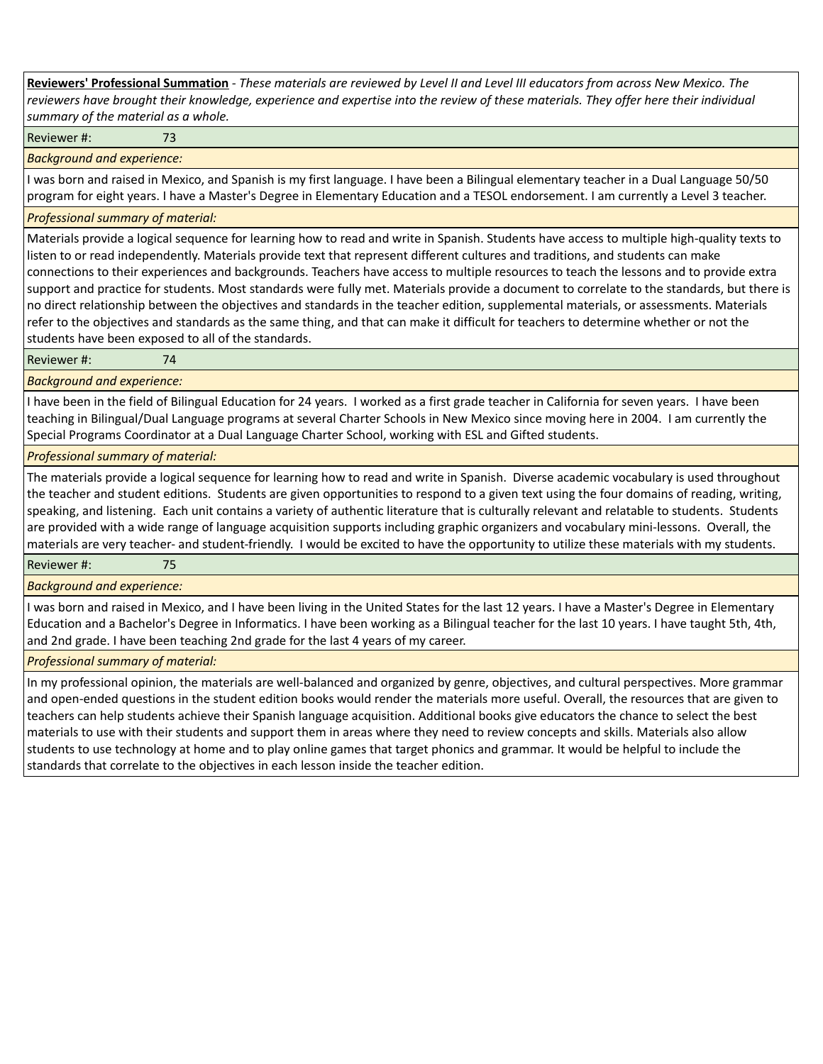**Reviewers' Professional Summation** - *These materials are reviewed by Level II and Level III educators from across New Mexico. The reviewers have brought their knowledge, experience and expertise into the review of these materials. They offer here their individual summary of the material as a whole.*

Reviewer #: 73

*Background and experience:*

I was born and raised in Mexico, and Spanish is my first language. I have been a Bilingual elementary teacher in a Dual Language 50/50 program for eight years. I have a Master's Degree in Elementary Education and a TESOL endorsement. I am currently a Level 3 teacher.

*Professional summary of material:*

Materials provide a logical sequence for learning how to read and write in Spanish. Students have access to multiple high-quality texts to listen to or read independently. Materials provide text that represent different cultures and traditions, and students can make connections to their experiences and backgrounds. Teachers have access to multiple resources to teach the lessons and to provide extra support and practice for students. Most standards were fully met. Materials provide a document to correlate to the standards, but there is no direct relationship between the objectives and standards in the teacher edition, supplemental materials, or assessments. Materials refer to the objectives and standards as the same thing, and that can make it difficult for teachers to determine whether or not the students have been exposed to all of the standards.

Reviewer #: 74

*Background and experience:*

I have been in the field of Bilingual Education for 24 years. I worked as a first grade teacher in California for seven years. I have been teaching in Bilingual/Dual Language programs at several Charter Schools in New Mexico since moving here in 2004. I am currently the Special Programs Coordinator at a Dual Language Charter School, working with ESL and Gifted students.

*Professional summary of material:*

The materials provide a logical sequence for learning how to read and write in Spanish. Diverse academic vocabulary is used throughout the teacher and student editions. Students are given opportunities to respond to a given text using the four domains of reading, writing, speaking, and listening. Each unit contains a variety of authentic literature that is culturally relevant and relatable to students. Students are provided with a wide range of language acquisition supports including graphic organizers and vocabulary mini-lessons. Overall, the materials are very teacher- and student-friendly. I would be excited to have the opportunity to utilize these materials with my students.

Reviewer #: 75

*Background and experience:*

I was born and raised in Mexico, and I have been living in the United States for the last 12 years. I have a Master's Degree in Elementary Education and a Bachelor's Degree in Informatics. I have been working as a Bilingual teacher for the last 10 years. I have taught 5th, 4th, and 2nd grade. I have been teaching 2nd grade for the last 4 years of my career.

*Professional summary of material:*

In my professional opinion, the materials are well-balanced and organized by genre, objectives, and cultural perspectives. More grammar and open-ended questions in the student edition books would render the materials more useful. Overall, the resources that are given to teachers can help students achieve their Spanish language acquisition. Additional books give educators the chance to select the best materials to use with their students and support them in areas where they need to review concepts and skills. Materials also allow students to use technology at home and to play online games that target phonics and grammar. It would be helpful to include the standards that correlate to the objectives in each lesson inside the teacher edition.